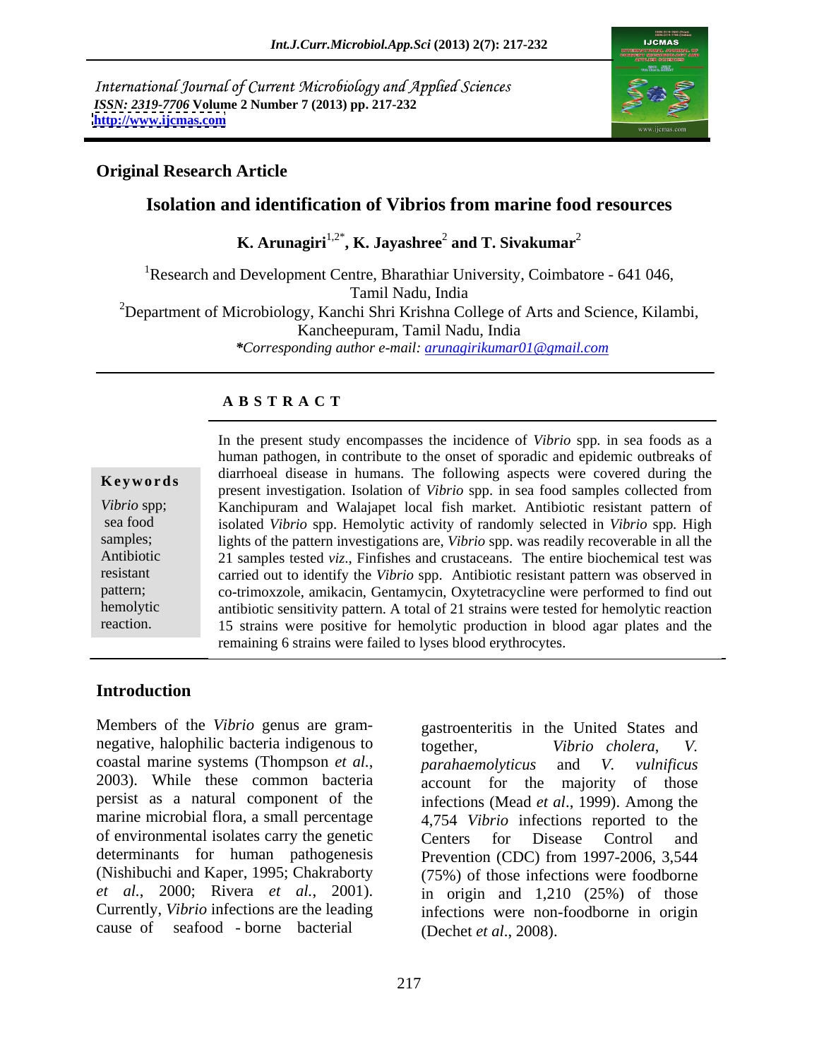International Journal of Current Microbiology and Applied Sciences
*ISSN: 2319-7706* **Volume 2 Number 7 (2013) pp. 217-232**
**http://www.ijcmas.com**

**Original Research Article**

# Isolation and identification of Vibrios from marine food resources

**K. Arunagiri[1,2*], K. Jayashree[2] and T. Sivakumar[2]**

[1]Research and Development Centre, Bharathiar University, Coimbatore - 641 046, Tamil Nadu, India

[2]Department of Microbiology, Kanchi Shri Krishna College of Arts and Science, Kilambi, Kancheepuram, Tamil Nadu, India

*\*Corresponding author e-mail: arunagirikumar01@gmail.com*

## A B S T R A C T

**Keywords**

*Vibrio* spp; sea food samples; Antibiotic resistant pattern; hemolytic reaction.

In the present study encompasses the incidence of *Vibrio* spp. in sea foods as a human pathogen, in contribute to the onset of sporadic and epidemic outbreaks of diarrhoeal disease in humans. The following aspects were covered during the present investigation. Isolation of *Vibrio* spp. in sea food samples collected from Kanchipuram and Walajapet local fish market. Antibiotic resistant pattern of isolated *Vibrio* spp. Hemolytic activity of randomly selected in *Vibrio* spp. High lights of the pattern investigations are, *Vibrio* spp. was readily recoverable in all the 21 samples tested *viz*., Finfishes and crustaceans. The entire biochemical test was carried out to identify the *Vibrio* spp. Antibiotic resistant pattern was observed in co-trimoxzole, amikacin, Gentamycin, Oxytetracycline were performed to find out antibiotic sensitivity pattern. A total of 21 strains were tested for hemolytic reaction 15 strains were positive for hemolytic production in blood agar plates and the remaining 6 strains were failed to lyses blood erythrocytes.

## Introduction

Members of the *Vibrio* genus are gram-negative, halophilic bacteria indigenous to coastal marine systems (Thompson *et al.*, 2003). While these common bacteria persist as a natural component of the marine microbial flora, a small percentage of environmental isolates carry the genetic determinants for human pathogenesis (Nishibuchi and Kaper, 1995; Chakraborty *et al.*, 2000; Rivera *et al.*, 2001). Currently, *Vibrio* infections are the leading cause of seafood - borne bacterial gastroenteritis in the United States and together, *Vibrio cholera*, *V. parahaemolyticus* and *V. vulnificus* account for the majority of those infections (Mead *et al*., 1999). Among the 4,754 *Vibrio* infections reported to the Centers for Disease Control and Prevention (CDC) from 1997-2006, 3,544 (75%) of those infections were foodborne in origin and 1,210 (25%) of those infections were non-foodborne in origin (Dechet *et al*., 2008).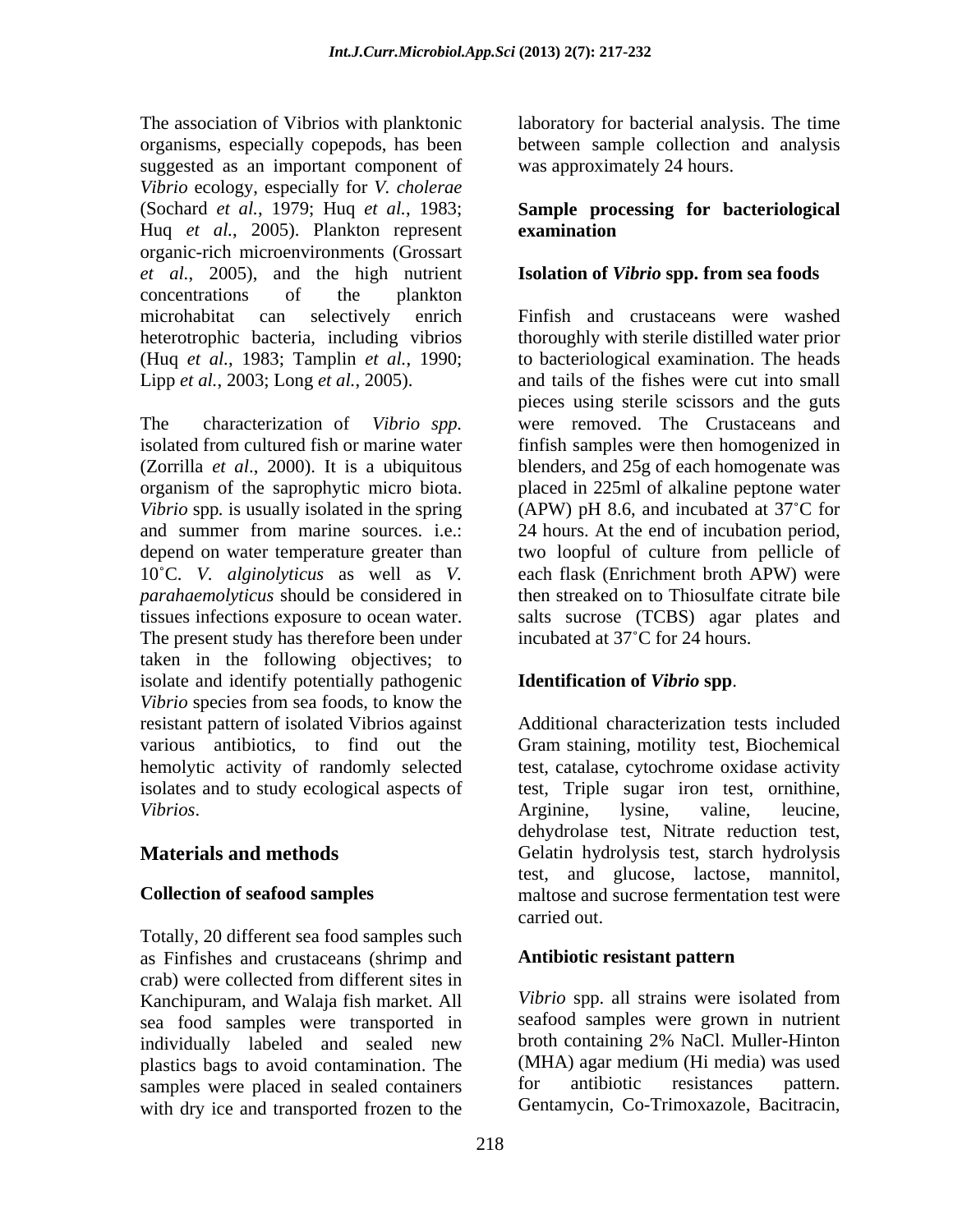The association of Vibrios with planktonic organisms, especially copepods, has been suggested as an important component of *Vibrio* ecology, especially for *V. cholerae* (Sochard *et al.*, 1979; Huq *et al.*, 1983; Huq *et al.*, 2005). Plankton represent organic-rich microenvironments (Grossart *et al.*, 2005), and the high nutrient concentrations of the plankton microhabitat can selectively enrich heterotrophic bacteria, including vibrios (Huq *et al.*, 1983; Tamplin *et al.*, 1990; Lipp *et al.*, 2003; Long *et al.*, 2005).

The characterization of *Vibrio spp.* isolated from cultured fish or marine water (Zorrilla *et al*., 2000). It is a ubiquitous organism of the saprophytic micro biota. *Vibrio* spp. is usually isolated in the spring and summer from marine sources. i.e.: depend on water temperature greater than 10˚C. *V. alginolyticus* as well as *V. parahaemolyticus* should be considered in tissues infections exposure to ocean water. The present study has therefore been under taken in the following objectives; to isolate and identify potentially pathogenic *Vibrio* species from sea foods, to know the resistant pattern of isolated Vibrios against various antibiotics, to find out the hemolytic activity of randomly selected isolates and to study ecological aspects of *Vibrios*.

## Materials and methods

### Collection of seafood samples

Totally, 20 different sea food samples such as Finfishes and crustaceans (shrimp and crab) were collected from different sites in Kanchipuram, and Walaja fish market. All sea food samples were transported in individually labeled and sealed new plastics bags to avoid contamination. The samples were placed in sealed containers with dry ice and transported frozen to the laboratory for bacterial analysis. The time between sample collection and analysis was approximately 24 hours.

### Sample processing for bacteriological examination

### Isolation of *Vibrio* spp. from sea foods

Finfish and crustaceans were washed thoroughly with sterile distilled water prior to bacteriological examination. The heads and tails of the fishes were cut into small pieces using sterile scissors and the guts were removed. The Crustaceans and finfish samples were then homogenized in blenders, and 25g of each homogenate was placed in 225ml of alkaline peptone water (APW) pH 8.6, and incubated at 37˚C for 24 hours. At the end of incubation period, two loopful of culture from pellicle of each flask (Enrichment broth APW) were then streaked on to Thiosulfate citrate bile salts sucrose (TCBS) agar plates and incubated at 37˚C for 24 hours.

### Identification of *Vibrio* spp.

Additional characterization tests included Gram staining, motility test, Biochemical test, catalase, cytochrome oxidase activity test, Triple sugar iron test, ornithine, Arginine, lysine, valine, leucine, dehydrolase test, Nitrate reduction test, Gelatin hydrolysis test, starch hydrolysis test, and glucose, lactose, mannitol, maltose and sucrose fermentation test were carried out.

### Antibiotic resistant pattern

*Vibrio* spp. all strains were isolated from seafood samples were grown in nutrient broth containing 2% NaCl. Muller-Hinton (MHA) agar medium (Hi media) was used for antibiotic resistances pattern. Gentamycin, Co-Trimoxazole, Bacitracin,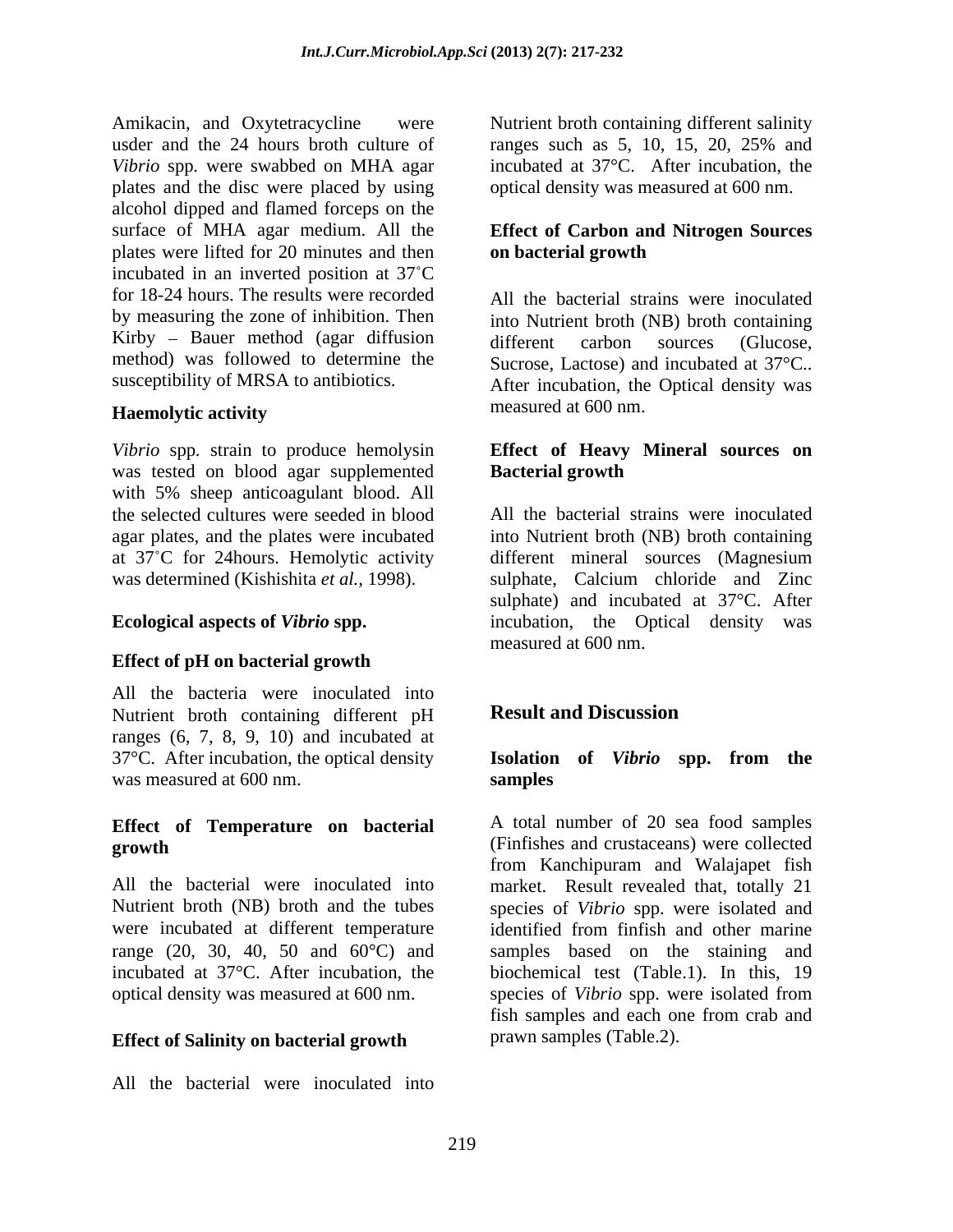Amikacin, and Oxytetracycline were usder and the 24 hours broth culture of *Vibrio* spp. were swabbed on MHA agar plates and the disc were placed by using alcohol dipped and flamed forceps on the surface of MHA agar medium. All the plates were lifted for 20 minutes and then incubated in an inverted position at 37˚C for 18-24 hours. The results were recorded by measuring the zone of inhibition. Then Kirby – Bauer method (agar diffusion method) was followed to determine the susceptibility of MRSA to antibiotics.

### Haemolytic activity

*Vibrio* spp. strain to produce hemolysin was tested on blood agar supplemented with 5% sheep anticoagulant blood. All the selected cultures were seeded in blood agar plates, and the plates were incubated at 37˚C for 24hours. Hemolytic activity was determined (Kishishita *et al.*, 1998).

### Ecological aspects of *Vibrio* spp.

### Effect of pH on bacterial growth

All the bacteria were inoculated into Nutrient broth containing different pH ranges (6, 7, 8, 9, 10) and incubated at 37°C. After incubation, the optical density was measured at 600 nm.

### Effect of Temperature on bacterial growth

All the bacterial were inoculated into Nutrient broth (NB) broth and the tubes were incubated at different temperature range (20, 30, 40, 50 and 60°C) and incubated at 37°C. After incubation, the optical density was measured at 600 nm.

### Effect of Salinity on bacterial growth

All the bacterial were inoculated into Nutrient broth containing different salinity ranges such as 5, 10, 15, 20, 25% and incubated at 37°C. After incubation, the optical density was measured at 600 nm.

### Effect of Carbon and Nitrogen Sources on bacterial growth

All the bacterial strains were inoculated into Nutrient broth (NB) broth containing different carbon sources (Glucose, Sucrose, Lactose) and incubated at 37°C.. After incubation, the Optical density was measured at 600 nm.

### Effect of Heavy Mineral sources on Bacterial growth

All the bacterial strains were inoculated into Nutrient broth (NB) broth containing different mineral sources (Magnesium sulphate, Calcium chloride and Zinc sulphate) and incubated at 37°C. After incubation, the Optical density was measured at 600 nm.

## Result and Discussion

### Isolation of *Vibrio* spp. from the samples

A total number of 20 sea food samples (Finfishes and crustaceans) were collected from Kanchipuram and Walajapet fish market. Result revealed that, totally 21 species of *Vibrio* spp. were isolated and identified from finfish and other marine samples based on the staining and biochemical test (Table.1). In this, 19 species of *Vibrio* spp. were isolated from fish samples and each one from crab and prawn samples (Table.2).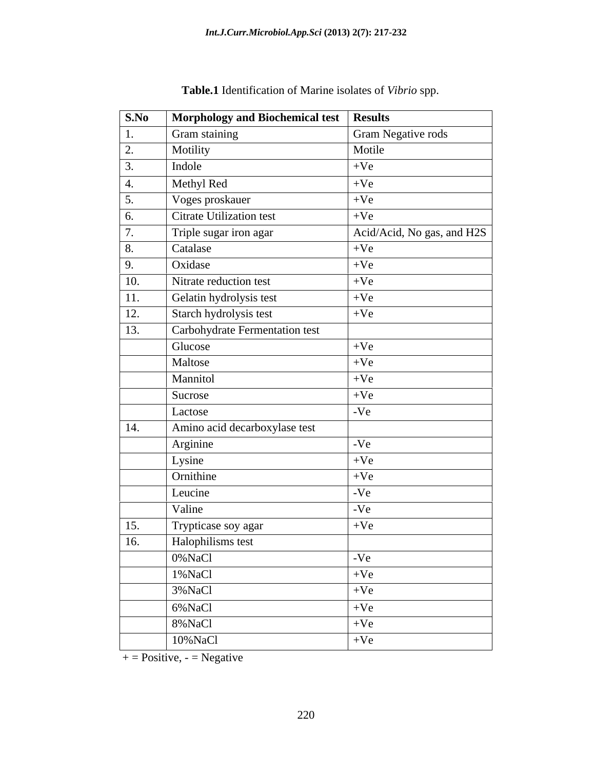**Table.1** Identification of Marine isolates of *Vibrio* spp.

| S.No | Morphology and Biochemical test | Results |
|---|---|---|
| 1. | Gram staining | Gram Negative rods |
| 2. | Motility | Motile |
| 3. | Indole | +Ve |
| 4. | Methyl Red | +Ve |
| 5. | Voges proskauer | +Ve |
| 6. | Citrate Utilization test | +Ve |
| 7. | Triple sugar iron agar | Acid/Acid, No gas, and H2S |
| 8. | Catalase | +Ve |
| 9. | Oxidase | +Ve |
| 10. | Nitrate reduction test | +Ve |
| 11. | Gelatin hydrolysis test | +Ve |
| 12. | Starch hydrolysis test | +Ve |
| 13. | Carbohydrate Fermentation test | |
| | Glucose | +Ve |
| | Maltose | +Ve |
| | Mannitol | +Ve |
| | Sucrose | +Ve |
| | Lactose | -Ve |
| 14. | Amino acid decarboxylase test | |
| | Arginine | -Ve |
| | Lysine | +Ve |
| | Ornithine | +Ve |
| | Leucine | -Ve |
| | Valine | -Ve |
| 15. | Trypticase soy agar | +Ve |
| 16. | Halophilisms test | |
| | 0%NaCl | -Ve |
| | 1%NaCl | +Ve |
| | 3%NaCl | +Ve |
| | 6%NaCl | +Ve |
| | 8%NaCl | +Ve |
| | 10%NaCl | +Ve |

+ = Positive, - = Negative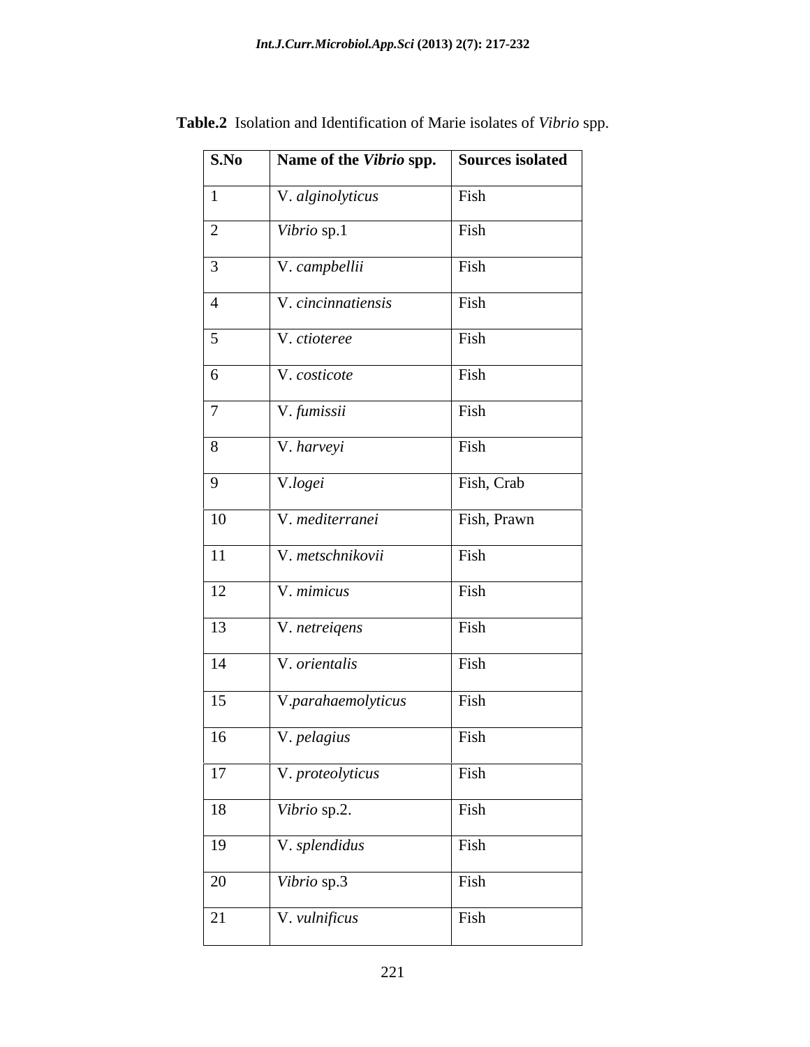**Table.2** Isolation and Identification of Marie isolates of *Vibrio* spp.

| S.No | Name of the *Vibrio* spp. | Sources isolated |
|---|---|---|
| 1 | V. *alginolyticus* | Fish |
| 2 | *Vibrio* sp.1 | Fish |
| 3 | V. *campbellii* | Fish |
| 4 | V. *cincinnatiensis* | Fish |
| 5 | V. *ctioteree* | Fish |
| 6 | V. *costicote* | Fish |
| 7 | V. *fumissii* | Fish |
| 8 | V. *harveyi* | Fish |
| 9 | V.*logei* | Fish, Crab |
| 10 | V. *mediterranei* | Fish, Prawn |
| 11 | V. *metschnikovii* | Fish |
| 12 | V. *mimicus* | Fish |
| 13 | V. *netreiqens* | Fish |
| 14 | V. *orientalis* | Fish |
| 15 | V.*parahaemolyticus* | Fish |
| 16 | V. *pelagius* | Fish |
| 17 | V. *proteolyticus* | Fish |
| 18 | *Vibrio* sp.2. | Fish |
| 19 | V. *splendidus* | Fish |
| 20 | *Vibrio* sp.3 | Fish |
| 21 | V. *vulnificus* | Fish |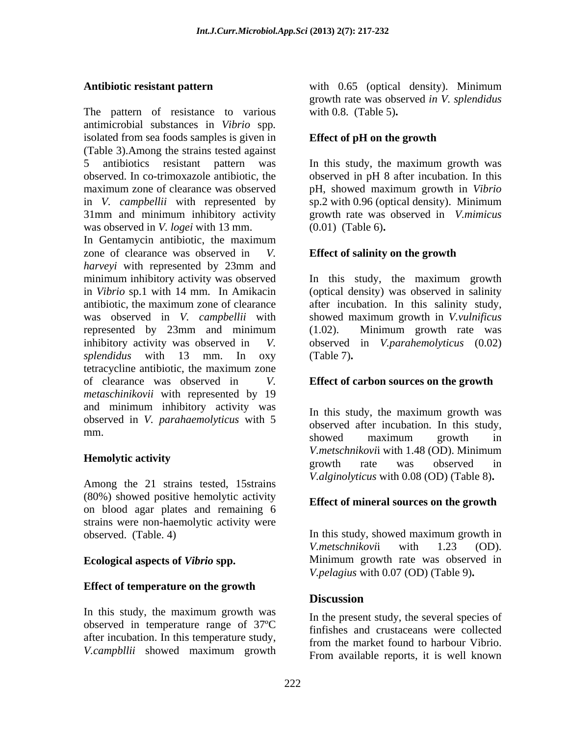**Antibiotic resistant pattern**

The pattern of resistance to various antimicrobial substances in *Vibrio* spp. isolated from sea foods samples is given in (Table 3).Among the strains tested against 5 antibiotics resistant pattern was observed. In co-trimoxazole antibiotic, the maximum zone of clearance was observed in *V. campbellii* with represented by 31mm and minimum inhibitory activity was observed in *V. logei* with 13 mm.

In Gentamycin antibiotic, the maximum zone of clearance was observed in *V. harveyi* with represented by 23mm and minimum inhibitory activity was observed in *Vibrio* sp.1 with 14 mm. In Amikacin antibiotic, the maximum zone of clearance was observed in *V. campbellii* with represented by 23mm and minimum inhibitory activity was observed in *V. splendidus* with 13 mm. In oxy tetracycline antibiotic, the maximum zone of clearance was observed in *V. metaschinikovii* with represented by 19 and minimum inhibitory activity was observed in *V. parahaemolyticus* with 5 mm.

**Hemolytic activity**

Among the 21 strains tested, 15strains (80%) showed positive hemolytic activity on blood agar plates and remaining 6 strains were non-haemolytic activity were observed. (Table. 4)

**Ecological aspects of *Vibrio* spp.**

**Effect of temperature on the growth**

In this study, the maximum growth was observed in temperature range of 37ºC after incubation. In this temperature study, *V.campbllii* showed maximum growth with 0.65 (optical density). Minimum growth rate was observed *in V. splendidus* with 0.8. (Table 5)**.**

**Effect of pH on the growth**

In this study, the maximum growth was observed in pH 8 after incubation. In this pH, showed maximum growth in *Vibrio* sp.2 with 0.96 (optical density). Minimum growth rate was observed in *V.mimicus* (0.01) (Table 6)**.**

**Effect of salinity on the growth**

In this study, the maximum growth (optical density) was observed in salinity after incubation. In this salinity study, showed maximum growth in *V.vulnificus* (1.02). Minimum growth rate was observed in *V.parahemolyticus* (0.02) (Table 7)**.**

**Effect of carbon sources on the growth**

In this study, the maximum growth was observed after incubation. In this study, showed maximum growth in *V.metschnikovi*i with 1.48 (OD). Minimum growth rate was observed in *V.alginolyticus* with 0.08 (OD) (Table 8)**.**

**Effect of mineral sources on the growth**

In this study, showed maximum growth in *V.metschnikovi*i with 1.23 (OD). Minimum growth rate was observed in *V.pelagius* with 0.07 (OD) (Table 9)**.**

## Discussion

In the present study, the several species of finfishes and crustaceans were collected from the market found to harbour Vibrio. From available reports, it is well known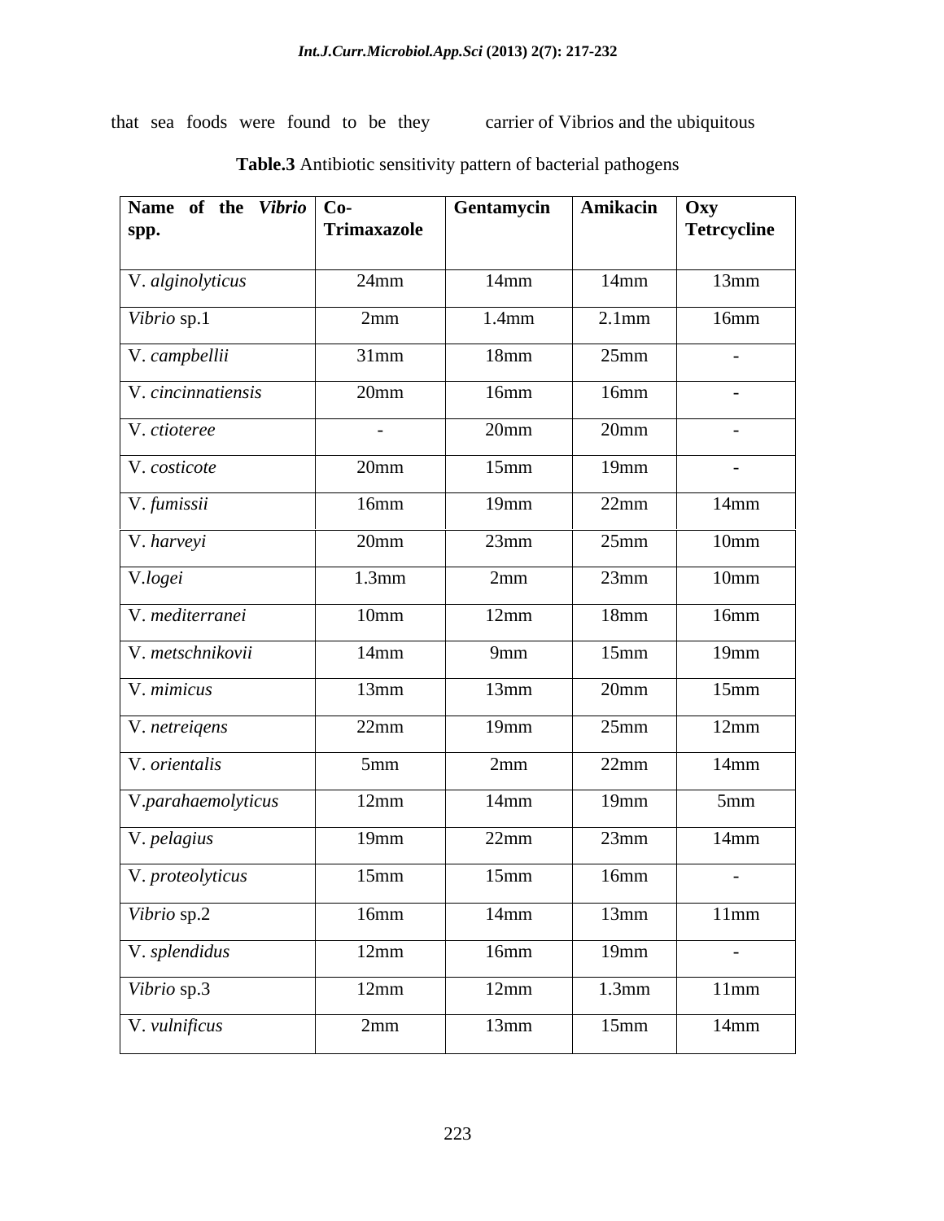that sea foods were found to be they carrier of Vibrios and the ubiquitous

**Table.3** Antibiotic sensitivity pattern of bacterial pathogens

| **Name of the *Vibrio* spp.** | **Co-Trimaxazole** | **Gentamycin** | **Amikacin** | **Oxy Tetrcycline** |
|---|---|---|---|---|
| V. *alginolyticus* | 24mm | 14mm | 14mm | 13mm |
| *Vibrio* sp.1 | 2mm | 1.4mm | 2.1mm | 16mm |
| V. *campbellii* | 31mm | 18mm | 25mm | - |
| V. *cincinnatiensis* | 20mm | 16mm | 16mm | - |
| V. *ctioteree* | - | 20mm | 20mm | - |
| V. *costicote* | 20mm | 15mm | 19mm | - |
| V. *fumissii* | 16mm | 19mm | 22mm | 14mm |
| V. *harveyi* | 20mm | 23mm | 25mm | 10mm |
| V.*logei* | 1.3mm | 2mm | 23mm | 10mm |
| V. *mediterranei* | 10mm | 12mm | 18mm | 16mm |
| V. *metschnikovii* | 14mm | 9mm | 15mm | 19mm |
| V. *mimicus* | 13mm | 13mm | 20mm | 15mm |
| V. *netreiqens* | 22mm | 19mm | 25mm | 12mm |
| V. *orientalis* | 5mm | 2mm | 22mm | 14mm |
| V.*parahaemolyticus* | 12mm | 14mm | 19mm | 5mm |
| V. *pelagius* | 19mm | 22mm | 23mm | 14mm |
| V. *proteolyticus* | 15mm | 15mm | 16mm | - |
| *Vibrio* sp.2 | 16mm | 14mm | 13mm | 11mm |
| V. *splendidus* | 12mm | 16mm | 19mm | - |
| *Vibrio* sp.3 | 12mm | 12mm | 1.3mm | 11mm |
| V. *vulnificus* | 2mm | 13mm | 15mm | 14mm |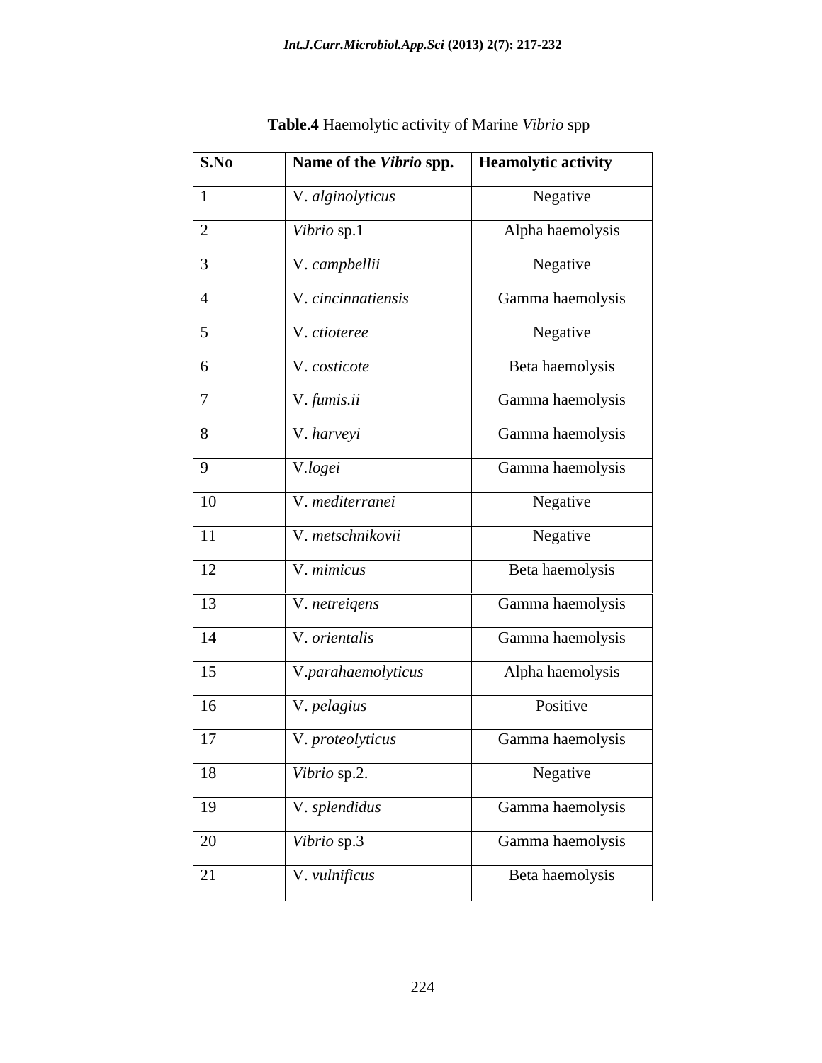**Table.4** Haemolytic activity of Marine *Vibrio* spp

| S.No | Name of the *Vibrio* spp. | Heamolytic activity |
|---|---|---|
| 1 | V. *alginolyticus* | Negative |
| 2 | *Vibrio* sp.1 | Alpha haemolysis |
| 3 | V. *campbellii* | Negative |
| 4 | V. *cincinnatiensis* | Gamma haemolysis |
| 5 | V. *ctioteree* | Negative |
| 6 | V. *costicote* | Beta haemolysis |
| 7 | V. *fumis.ii* | Gamma haemolysis |
| 8 | V. *harveyi* | Gamma haemolysis |
| 9 | V.*logei* | Gamma haemolysis |
| 10 | V. *mediterranei* | Negative |
| 11 | V. *metschnikovii* | Negative |
| 12 | V. *mimicus* | Beta haemolysis |
| 13 | V. *netreiqens* | Gamma haemolysis |
| 14 | V. *orientalis* | Gamma haemolysis |
| 15 | V.*parahaemolyticus* | Alpha haemolysis |
| 16 | V. *pelagius* | Positive |
| 17 | V. *proteolyticus* | Gamma haemolysis |
| 18 | *Vibrio* sp.2. | Negative |
| 19 | V. *splendidus* | Gamma haemolysis |
| 20 | *Vibrio* sp.3 | Gamma haemolysis |
| 21 | V. *vulnificus* | Beta haemolysis |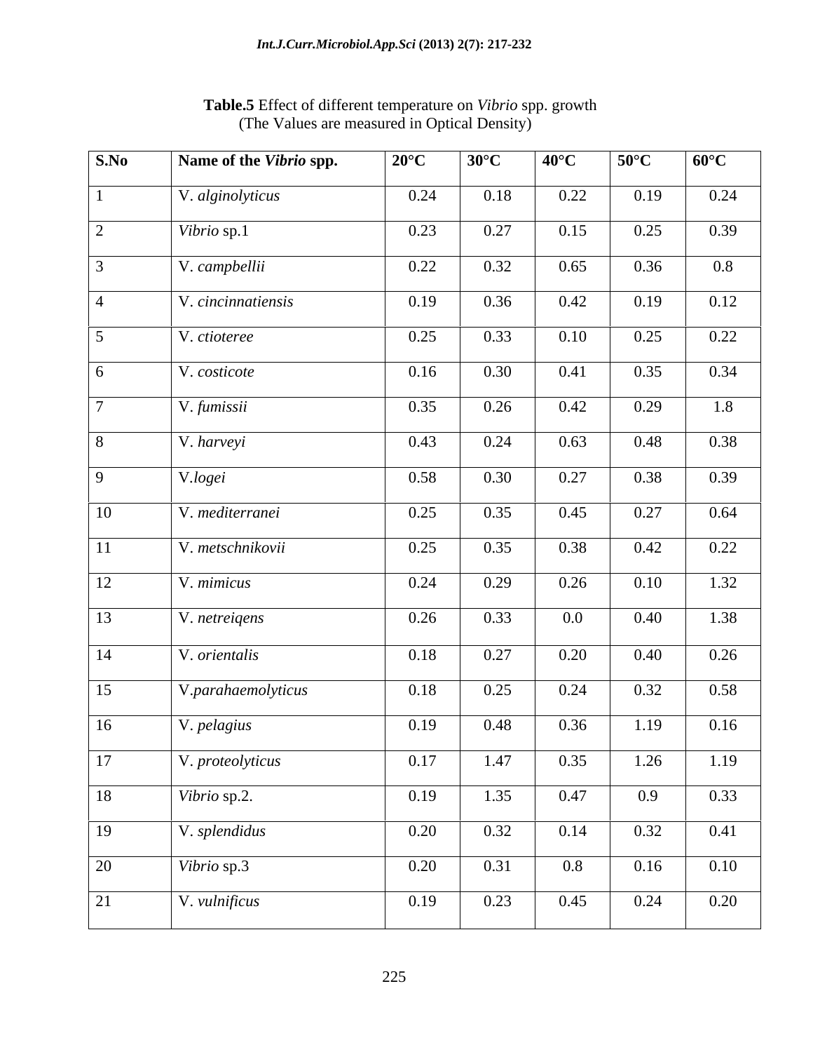**Table.5** Effect of different temperature on *Vibrio* spp. growth
(The Values are measured in Optical Density)

| S.No | Name of the *Vibrio* spp. | 20°C | 30°C | 40°C | 50°C | 60°C |
|---|---|---|---|---|---|---|
| 1 | V. *alginolyticus* | 0.24 | 0.18 | 0.22 | 0.19 | 0.24 |
| 2 | *Vibrio* sp.1 | 0.23 | 0.27 | 0.15 | 0.25 | 0.39 |
| 3 | V. *campbellii* | 0.22 | 0.32 | 0.65 | 0.36 | 0.8 |
| 4 | V. *cincinnatiensis* | 0.19 | 0.36 | 0.42 | 0.19 | 0.12 |
| 5 | V. *ctioteree* | 0.25 | 0.33 | 0.10 | 0.25 | 0.22 |
| 6 | V. *costicote* | 0.16 | 0.30 | 0.41 | 0.35 | 0.34 |
| 7 | V. *fumissii* | 0.35 | 0.26 | 0.42 | 0.29 | 1.8 |
| 8 | V. *harveyi* | 0.43 | 0.24 | 0.63 | 0.48 | 0.38 |
| 9 | V.*logei* | 0.58 | 0.30 | 0.27 | 0.38 | 0.39 |
| 10 | V. *mediterranei* | 0.25 | 0.35 | 0.45 | 0.27 | 0.64 |
| 11 | V. *metschnikovii* | 0.25 | 0.35 | 0.38 | 0.42 | 0.22 |
| 12 | V. *mimicus* | 0.24 | 0.29 | 0.26 | 0.10 | 1.32 |
| 13 | V. *netreiqens* | 0.26 | 0.33 | 0.0 | 0.40 | 1.38 |
| 14 | V. *orientalis* | 0.18 | 0.27 | 0.20 | 0.40 | 0.26 |
| 15 | V.*parahaemolyticus* | 0.18 | 0.25 | 0.24 | 0.32 | 0.58 |
| 16 | V. *pelagius* | 0.19 | 0.48 | 0.36 | 1.19 | 0.16 |
| 17 | V. *proteolyticus* | 0.17 | 1.47 | 0.35 | 1.26 | 1.19 |
| 18 | *Vibrio* sp.2. | 0.19 | 1.35 | 0.47 | 0.9 | 0.33 |
| 19 | V. *splendidus* | 0.20 | 0.32 | 0.14 | 0.32 | 0.41 |
| 20 | *Vibrio* sp.3 | 0.20 | 0.31 | 0.8 | 0.16 | 0.10 |
| 21 | V. *vulnificus* | 0.19 | 0.23 | 0.45 | 0.24 | 0.20 |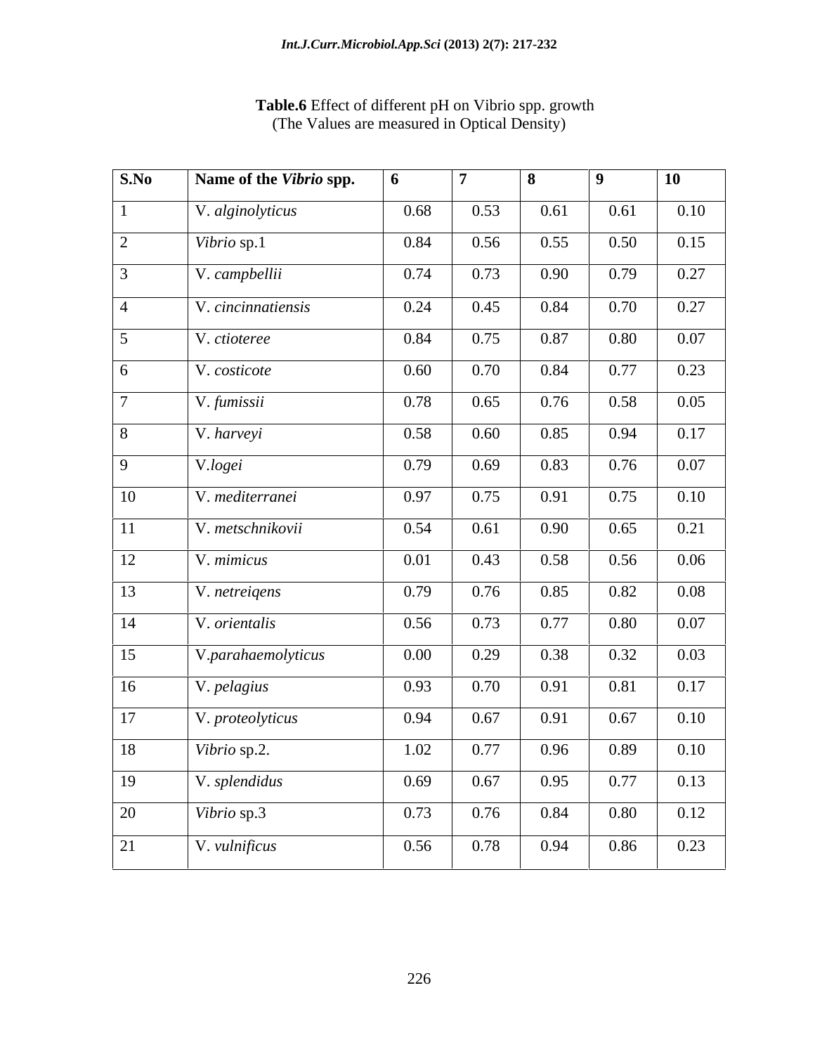**Table.6** Effect of different pH on Vibrio spp. growth
(The Values are measured in Optical Density)

| S.No | Name of the *Vibrio* spp. | 6 | 7 | 8 | 9 | 10 |
|---|---|---|---|---|---|---|
| 1 | V. *alginolyticus* | 0.68 | 0.53 | 0.61 | 0.61 | 0.10 |
| 2 | *Vibrio* sp.1 | 0.84 | 0.56 | 0.55 | 0.50 | 0.15 |
| 3 | V. *campbellii* | 0.74 | 0.73 | 0.90 | 0.79 | 0.27 |
| 4 | V. *cincinnatiensis* | 0.24 | 0.45 | 0.84 | 0.70 | 0.27 |
| 5 | V. *ctioteree* | 0.84 | 0.75 | 0.87 | 0.80 | 0.07 |
| 6 | V. *costicote* | 0.60 | 0.70 | 0.84 | 0.77 | 0.23 |
| 7 | V. *fumissii* | 0.78 | 0.65 | 0.76 | 0.58 | 0.05 |
| 8 | V. *harveyi* | 0.58 | 0.60 | 0.85 | 0.94 | 0.17 |
| 9 | V.*logei* | 0.79 | 0.69 | 0.83 | 0.76 | 0.07 |
| 10 | V. *mediterranei* | 0.97 | 0.75 | 0.91 | 0.75 | 0.10 |
| 11 | V. *metschnikovii* | 0.54 | 0.61 | 0.90 | 0.65 | 0.21 |
| 12 | V. *mimicus* | 0.01 | 0.43 | 0.58 | 0.56 | 0.06 |
| 13 | V. *netreiqens* | 0.79 | 0.76 | 0.85 | 0.82 | 0.08 |
| 14 | V. *orientalis* | 0.56 | 0.73 | 0.77 | 0.80 | 0.07 |
| 15 | V.*parahaemolyticus* | 0.00 | 0.29 | 0.38 | 0.32 | 0.03 |
| 16 | V. *pelagius* | 0.93 | 0.70 | 0.91 | 0.81 | 0.17 |
| 17 | V. *proteolyticus* | 0.94 | 0.67 | 0.91 | 0.67 | 0.10 |
| 18 | *Vibrio* sp.2. | 1.02 | 0.77 | 0.96 | 0.89 | 0.10 |
| 19 | V. *splendidus* | 0.69 | 0.67 | 0.95 | 0.77 | 0.13 |
| 20 | *Vibrio* sp.3 | 0.73 | 0.76 | 0.84 | 0.80 | 0.12 |
| 21 | V. *vulnificus* | 0.56 | 0.78 | 0.94 | 0.86 | 0.23 |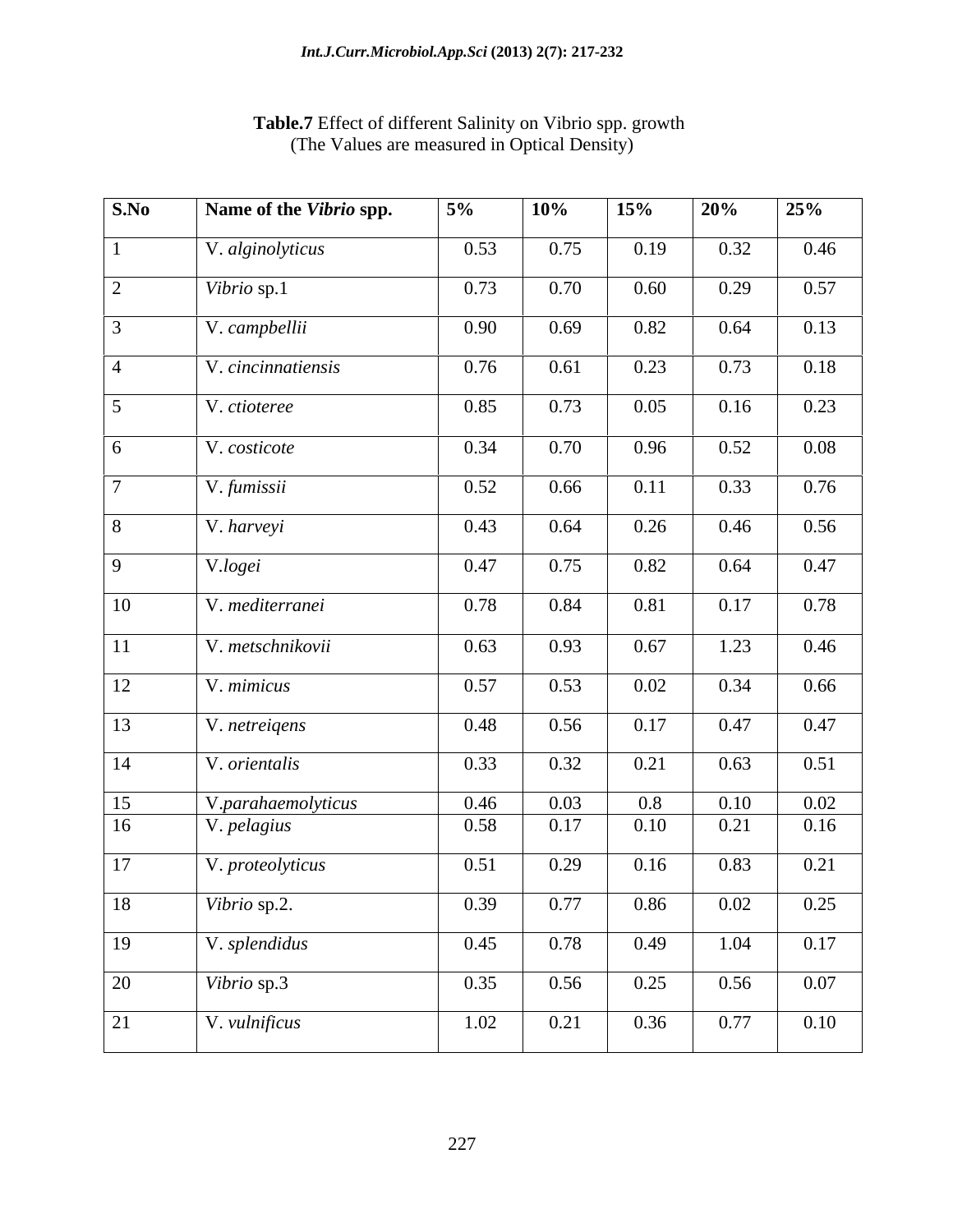**Table.7** Effect of different Salinity on Vibrio spp. growth
(The Values are measured in Optical Density)

| **S.No** | **Name of the *Vibrio* spp.** | **5%** | **10%** | **15%** | **20%** | **25%** |
|---|---|---|---|---|---|---|
| 1 | V. *alginolyticus* | 0.53 | 0.75 | 0.19 | 0.32 | 0.46 |
| 2 | *Vibrio* sp.1 | 0.73 | 0.70 | 0.60 | 0.29 | 0.57 |
| 3 | V. *campbellii* | 0.90 | 0.69 | 0.82 | 0.64 | 0.13 |
| 4 | V. *cincinnatiensis* | 0.76 | 0.61 | 0.23 | 0.73 | 0.18 |
| 5 | V. *ctioteree* | 0.85 | 0.73 | 0.05 | 0.16 | 0.23 |
| 6 | V. *costicote* | 0.34 | 0.70 | 0.96 | 0.52 | 0.08 |
| 7 | V. *fumissii* | 0.52 | 0.66 | 0.11 | 0.33 | 0.76 |
| 8 | V. *harveyi* | 0.43 | 0.64 | 0.26 | 0.46 | 0.56 |
| 9 | V.*logei* | 0.47 | 0.75 | 0.82 | 0.64 | 0.47 |
| 10 | V. *mediterranei* | 0.78 | 0.84 | 0.81 | 0.17 | 0.78 |
| 11 | V. *metschnikovii* | 0.63 | 0.93 | 0.67 | 1.23 | 0.46 |
| 12 | V. *mimicus* | 0.57 | 0.53 | 0.02 | 0.34 | 0.66 |
| 13 | V. *netreiqens* | 0.48 | 0.56 | 0.17 | 0.47 | 0.47 |
| 14 | V. *orientalis* | 0.33 | 0.32 | 0.21 | 0.63 | 0.51 |
| 15 | V.*parahaemolyticus* | 0.46 | 0.03 | 0.8 | 0.10 | 0.02 |
| 16 | V. *pelagius* | 0.58 | 0.17 | 0.10 | 0.21 | 0.16 |
| 17 | V. *proteolyticus* | 0.51 | 0.29 | 0.16 | 0.83 | 0.21 |
| 18 | *Vibrio* sp.2. | 0.39 | 0.77 | 0.86 | 0.02 | 0.25 |
| 19 | V. *splendidus* | 0.45 | 0.78 | 0.49 | 1.04 | 0.17 |
| 20 | *Vibrio* sp.3 | 0.35 | 0.56 | 0.25 | 0.56 | 0.07 |
| 21 | V. *vulnificus* | 1.02 | 0.21 | 0.36 | 0.77 | 0.10 |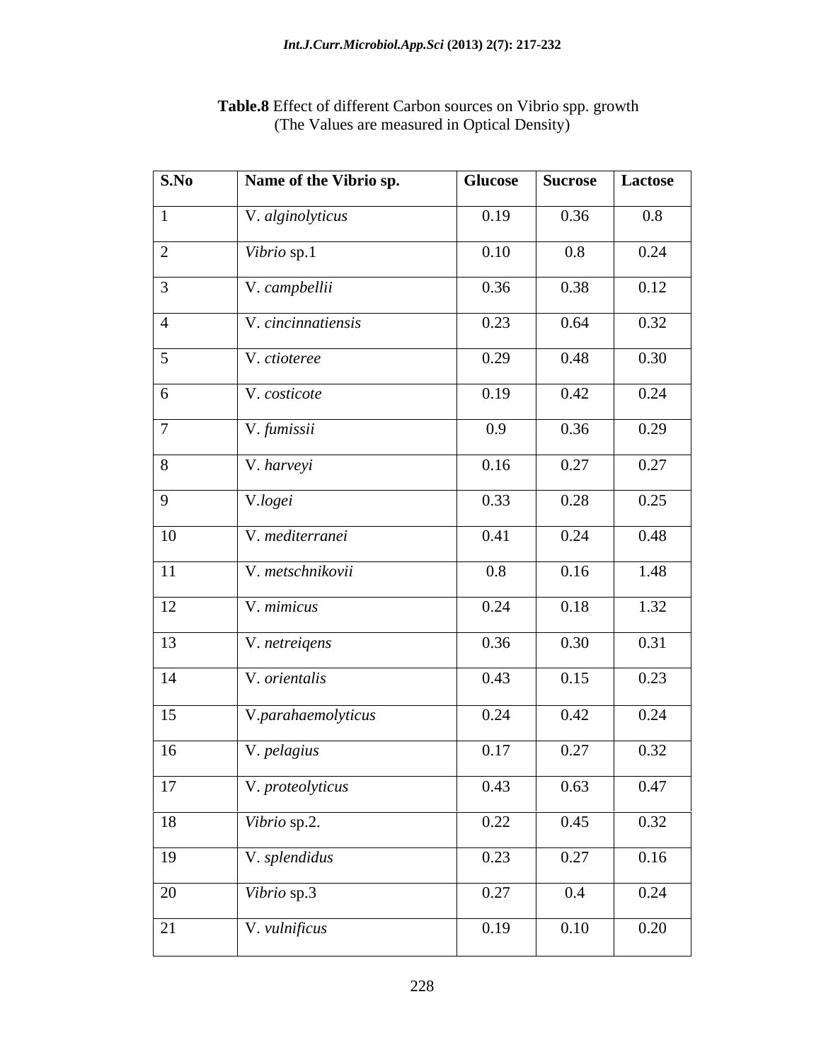**Table.8** Effect of different Carbon sources on Vibrio spp. growth (The Values are measured in Optical Density)

| S.No | Name of the Vibrio sp. | Glucose | Sucrose | Lactose |
|---|---|---|---|---|
| 1 | V. *alginolyticus* | 0.19 | 0.36 | 0.8 |
| 2 | *Vibrio* sp.1 | 0.10 | 0.8 | 0.24 |
| 3 | V. *campbellii* | 0.36 | 0.38 | 0.12 |
| 4 | V. *cincinnatiensis* | 0.23 | 0.64 | 0.32 |
| 5 | V. *ctioteree* | 0.29 | 0.48 | 0.30 |
| 6 | V. *costicote* | 0.19 | 0.42 | 0.24 |
| 7 | V. *fumissii* | 0.9 | 0.36 | 0.29 |
| 8 | V. *harveyi* | 0.16 | 0.27 | 0.27 |
| 9 | V.*logei* | 0.33 | 0.28 | 0.25 |
| 10 | V. *mediterranei* | 0.41 | 0.24 | 0.48 |
| 11 | V. *metschnikovii* | 0.8 | 0.16 | 1.48 |
| 12 | V. *mimicus* | 0.24 | 0.18 | 1.32 |
| 13 | V. *netreiqens* | 0.36 | 0.30 | 0.31 |
| 14 | V. *orientalis* | 0.43 | 0.15 | 0.23 |
| 15 | V.*parahaemolyticus* | 0.24 | 0.42 | 0.24 |
| 16 | V. *pelagius* | 0.17 | 0.27 | 0.32 |
| 17 | V. *proteolyticus* | 0.43 | 0.63 | 0.47 |
| 18 | *Vibrio* sp.2. | 0.22 | 0.45 | 0.32 |
| 19 | V. *splendidus* | 0.23 | 0.27 | 0.16 |
| 20 | *Vibrio* sp.3 | 0.27 | 0.4 | 0.24 |
| 21 | V. *vulnificus* | 0.19 | 0.10 | 0.20 |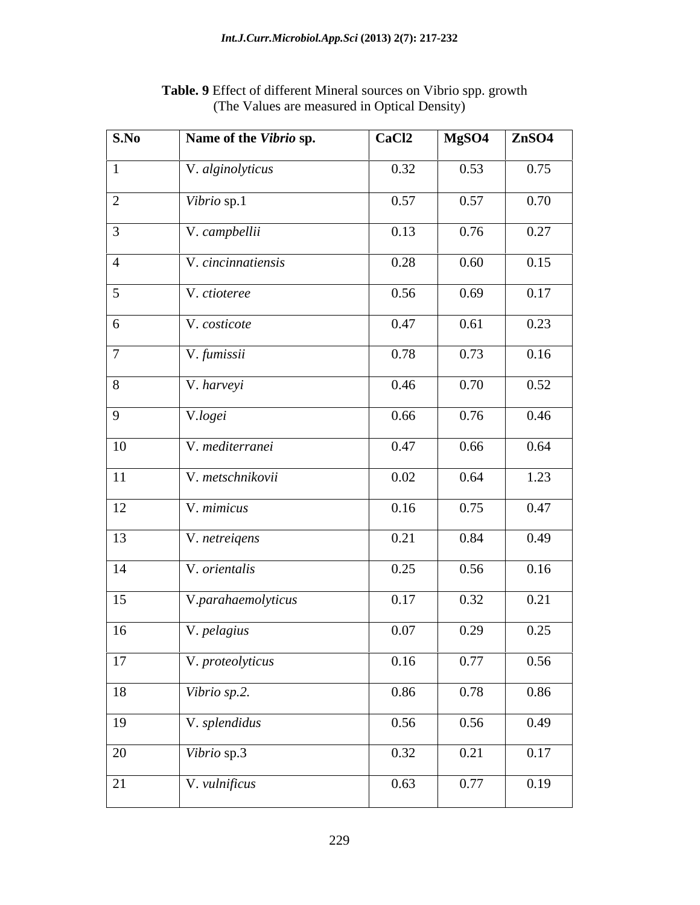**Table. 9** Effect of different Mineral sources on Vibrio spp. growth
(The Values are measured in Optical Density)

| S.No | Name of the *Vibrio* sp. | $CaCl_2$ | $MgSO_4$ | $ZnSO_4$ |
|---|---|---|---|---|
| 1 | V. *alginolyticus* | 0.32 | 0.53 | 0.75 |
| 2 | *Vibrio* sp.1 | 0.57 | 0.57 | 0.70 |
| 3 | V. *campbellii* | 0.13 | 0.76 | 0.27 |
| 4 | V. *cincinnatiensis* | 0.28 | 0.60 | 0.15 |
| 5 | V. *ctioteree* | 0.56 | 0.69 | 0.17 |
| 6 | V. *costicote* | 0.47 | 0.61 | 0.23 |
| 7 | V. *fumissii* | 0.78 | 0.73 | 0.16 |
| 8 | V. *harveyi* | 0.46 | 0.70 | 0.52 |
| 9 | V.*logei* | 0.66 | 0.76 | 0.46 |
| 10 | V. *mediterranei* | 0.47 | 0.66 | 0.64 |
| 11 | V. *metschnikovii* | 0.02 | 0.64 | 1.23 |
| 12 | V. *mimicus* | 0.16 | 0.75 | 0.47 |
| 13 | V. *netreiqens* | 0.21 | 0.84 | 0.49 |
| 14 | V. *orientalis* | 0.25 | 0.56 | 0.16 |
| 15 | V.*parahaemolyticus* | 0.17 | 0.32 | 0.21 |
| 16 | V. *pelagius* | 0.07 | 0.29 | 0.25 |
| 17 | V. *proteolyticus* | 0.16 | 0.77 | 0.56 |
| 18 | *Vibrio sp.2.* | 0.86 | 0.78 | 0.86 |
| 19 | V. *splendidus* | 0.56 | 0.56 | 0.49 |
| 20 | *Vibrio* sp.3 | 0.32 | 0.21 | 0.17 |
| 21 | V. *vulnificus* | 0.63 | 0.77 | 0.19 |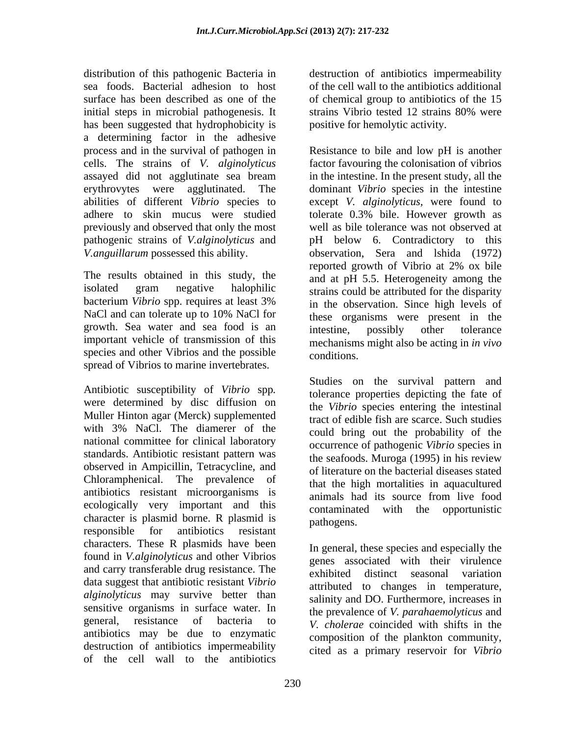distribution of this pathogenic Bacteria in sea foods. Bacterial adhesion to host surface has been described as one of the initial steps in microbial pathogenesis. It has been suggested that hydrophobicity is a determining factor in the adhesive process and in the survival of pathogen in cells. The strains of *V. alginolyticus* assayed did not agglutinate sea bream erythrovytes were agglutinated. The abilities of different *Vibrio* species to adhere to skin mucus were studied previously and observed that only the most pathogenic strains of *V.alginolyticus* and *V.anguillarum* possessed this ability.

The results obtained in this study, the isolated gram negative halophilic bacterium *Vibrio* spp. requires at least 3% NaCl and can tolerate up to 10% NaCl for growth. Sea water and sea food is an important vehicle of transmission of this species and other Vibrios and the possible spread of Vibrios to marine invertebrates.

Antibiotic susceptibility of *Vibrio* spp. were determined by disc diffusion on Muller Hinton agar (Merck) supplemented with 3% NaCl. The diamerer of the national committee for clinical laboratory standards. Antibiotic resistant pattern was observed in Ampicillin, Tetracycline, and Chloramphenical. The prevalence of antibiotics resistant microorganisms is ecologically very important and this character is plasmid borne. R plasmid is responsible for antibiotics resistant characters. These R plasmids have been found in *V.alginolyticus* and other Vibrios and carry transferable drug resistance. The data suggest that antibiotic resistant *Vibrio alginolyticus* may survive better than sensitive organisms in surface water. In general, resistance of bacteria to antibiotics may be due to enzymatic destruction of antibiotics impermeability of the cell wall to the antibiotics destruction of antibiotics impermeability of the cell wall to the antibiotics additional of chemical group to antibiotics of the 15 strains Vibrio tested 12 strains 80% were positive for hemolytic activity.

Resistance to bile and low pH is another factor favouring the colonisation of vibrios in the intestine. In the present study, all the dominant *Vibrio* species in the intestine except *V. alginolyticus,* were found to tolerate 0.3% bile. However growth as well as bile tolerance was not observed at pH below 6. Contradictory to this observation, Sera and lshida (1972) reported growth of Vibrio at 2% ox bile and at pH 5.5. Heterogeneity among the strains could be attributed for the disparity in the observation. Since high levels of these organisms were present in the intestine, possibly other tolerance mechanisms might also be acting in *in vivo* conditions.

Studies on the survival pattern and tolerance properties depicting the fate of the *Vibrio* species entering the intestinal tract of edible fish are scarce. Such studies could bring out the probability of the occurrence of pathogenic *Vibrio* species in the seafoods. Muroga (1995) in his review of literature on the bacterial diseases stated that the high mortalities in aquacultured animals had its source from live food contaminated with the opportunistic pathogens.

In general, these species and especially the genes associated with their virulence exhibited distinct seasonal variation attributed to changes in temperature, salinity and DO. Furthermore, increases in the prevalence of *V. parahaemolyticus* and *V. cholerae* coincided with shifts in the composition of the plankton community, cited as a primary reservoir for *Vibrio*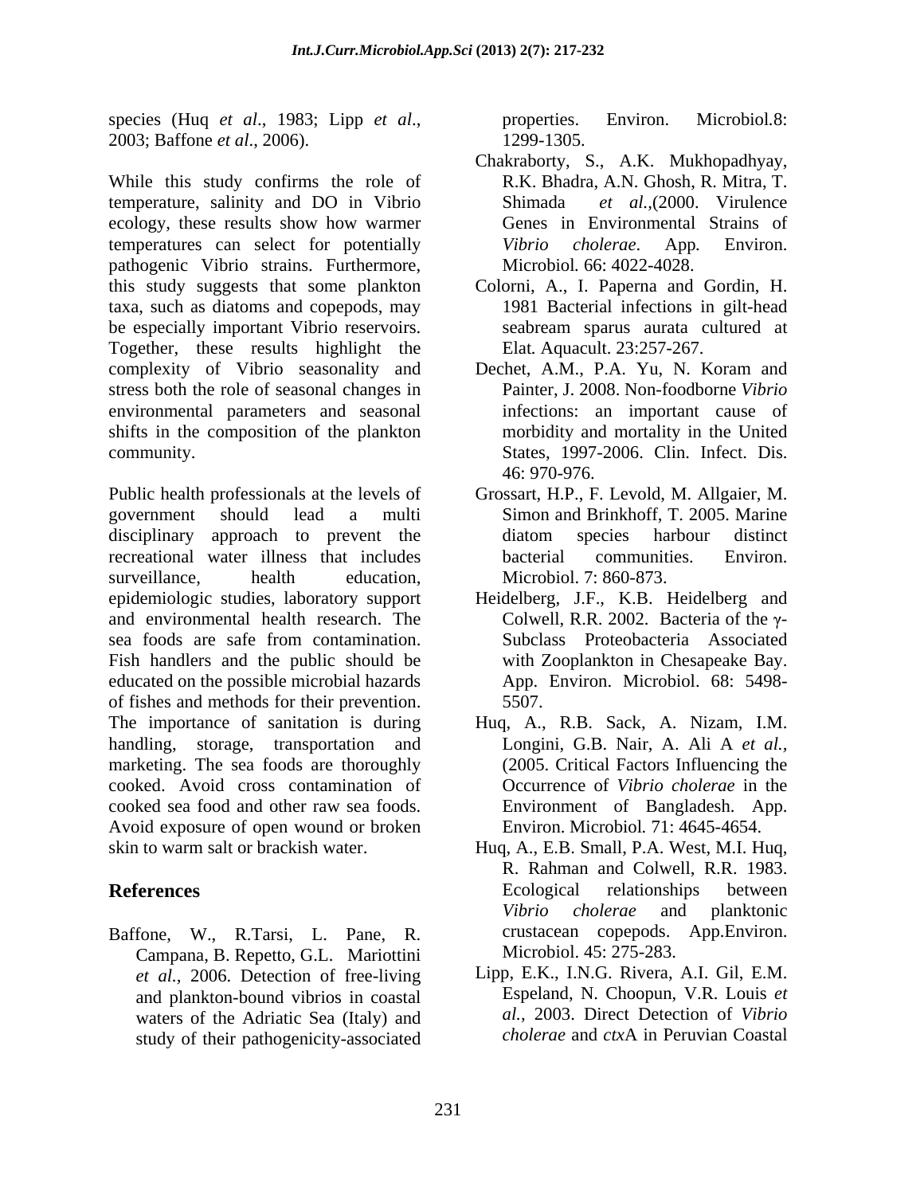species (Huq *et al*., 1983; Lipp *et al*., 2003; Baffone *et al*., 2006).

While this study confirms the role of temperature, salinity and DO in Vibrio ecology, these results show how warmer temperatures can select for potentially pathogenic Vibrio strains. Furthermore, this study suggests that some plankton taxa, such as diatoms and copepods, may be especially important Vibrio reservoirs. Together, these results highlight the complexity of Vibrio seasonality and stress both the role of seasonal changes in environmental parameters and seasonal shifts in the composition of the plankton community.

Public health professionals at the levels of government should lead a multi disciplinary approach to prevent the recreational water illness that includes surveillance, health education, epidemiologic studies, laboratory support and environmental health research. The sea foods are safe from contamination. Fish handlers and the public should be educated on the possible microbial hazards of fishes and methods for their prevention. The importance of sanitation is during handling, storage, transportation and marketing. The sea foods are thoroughly cooked. Avoid cross contamination of cooked sea food and other raw sea foods. Avoid exposure of open wound or broken skin to warm salt or brackish water.

## References

Baffone, W., R.Tarsi, L. Pane, R. Campana, B. Repetto, G.L. Mariottini *et al*., 2006. Detection of free-living and plankton-bound vibrios in coastal waters of the Adriatic Sea (Italy) and study of their pathogenicity-associated properties. Environ. Microbiol.8: 1299-1305.

Chakraborty, S., A.K. Mukhopadhyay, R.K. Bhadra, A.N. Ghosh, R. Mitra, T. Shimada *et al.*,(2000. Virulence Genes in Environmental Strains of *Vibrio cholerae*. App. Environ. Microbiol. 66: 4022-4028.

Colorni, A., I. Paperna and Gordin, H. 1981 Bacterial infections in gilt-head seabream sparus aurata cultured at Elat. Aquacult. 23:257-267.

Dechet, A.M., P.A. Yu, N. Koram and Painter, J. 2008. Non-foodborne *Vibrio* infections: an important cause of morbidity and mortality in the United States, 1997-2006. Clin. Infect. Dis. 46: 970-976.

Grossart, H.P., F. Levold, M. Allgaier, M. Simon and Brinkhoff, T. 2005. Marine diatom species harbour distinct bacterial communities. Environ. Microbiol. 7: 860-873.

Heidelberg, J.F., K.B. Heidelberg and Colwell, R.R. 2002. Bacteria of the $\gamma$-Subclass Proteobacteria Associated with Zooplankton in Chesapeake Bay. App. Environ. Microbiol. 68: 5498-5507.

Huq, A., R.B. Sack, A. Nizam, I.M. Longini, G.B. Nair, A. Ali A *et al.*, (2005. Critical Factors Influencing the Occurrence of *Vibrio cholerae* in the Environment of Bangladesh. App. Environ. Microbiol. 71: 4645-4654.

Huq, A., E.B. Small, P.A. West, M.I. Huq, R. Rahman and Colwell, R.R. 1983. Ecological relationships between *Vibrio cholerae* and planktonic crustacean copepods. App.Environ. Microbiol. 45: 275-283.

Lipp, E.K., I.N.G. Rivera, A.I. Gil, E.M. Espeland, N. Choopun, V.R. Louis *et al.*, 2003. Direct Detection of *Vibrio cholerae* and *ctx*A in Peruvian Coastal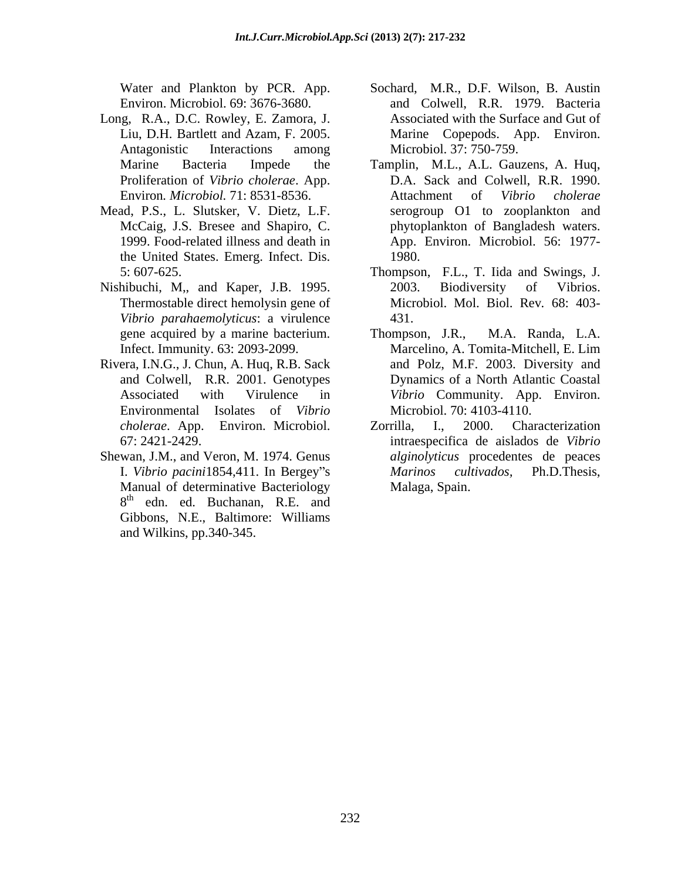Water and Plankton by PCR. App. Environ. Microbiol. 69: 3676-3680.

Long, R.A., D.C. Rowley, E. Zamora, J. Liu, D.H. Bartlett and Azam, F. 2005. Antagonistic Interactions among Marine Bacteria Impede the Proliferation of *Vibrio cholerae*. App. Environ*. Microbiol.* 71: 8531-8536.

Mead, P.S., L. Slutsker, V. Dietz, L.F. McCaig, J.S. Bresee and Shapiro, C. 1999. Food-related illness and death in the United States. Emerg. Infect. Dis. 5: 607-625.

Nishibuchi, M,, and Kaper, J.B. 1995. Thermostable direct hemolysin gene of *Vibrio parahaemolyticus*: a virulence gene acquired by a marine bacterium. Infect. Immunity. 63: 2093-2099.

Rivera, I.N.G., J. Chun, A. Huq, R.B. Sack and Colwell, R.R. 2001. Genotypes Associated with Virulence in Environmental Isolates of *Vibrio cholerae*. App. Environ. Microbiol. 67: 2421-2429.

Shewan, J.M., and Veron, M. 1974. Genus I. *Vibrio pacini*1854,411. In Bergey"s Manual of determinative Bacteriology 8th edn. ed. Buchanan, R.E. and Gibbons, N.E., Baltimore: Williams and Wilkins, pp.340-345.

Sochard, M.R., D.F. Wilson, B. Austin and Colwell, R.R. 1979. Bacteria Associated with the Surface and Gut of Marine Copepods. App. Environ. Microbiol. 37: 750-759.

Tamplin, M.L., A.L. Gauzens, A. Huq, D.A. Sack and Colwell, R.R. 1990. Attachment of *Vibrio cholerae* serogroup O1 to zooplankton and phytoplankton of Bangladesh waters. App. Environ. Microbiol. 56: 1977-1980.

Thompson, F.L., T. Iida and Swings, J. 2003. Biodiversity of Vibrios. Microbiol. Mol. Biol. Rev. 68: 403-431.

Thompson, J.R., M.A. Randa, L.A. Marcelino, A. Tomita-Mitchell, E. Lim and Polz, M.F. 2003. Diversity and Dynamics of a North Atlantic Coastal *Vibrio* Community. App. Environ. Microbiol. 70: 4103-4110.

Zorrilla, I., 2000. Characterization intraespecifica de aislados de *Vibrio alginolyticus* procedentes de peaces *Marinos cultivados*, Ph.D.Thesis, Malaga, Spain.